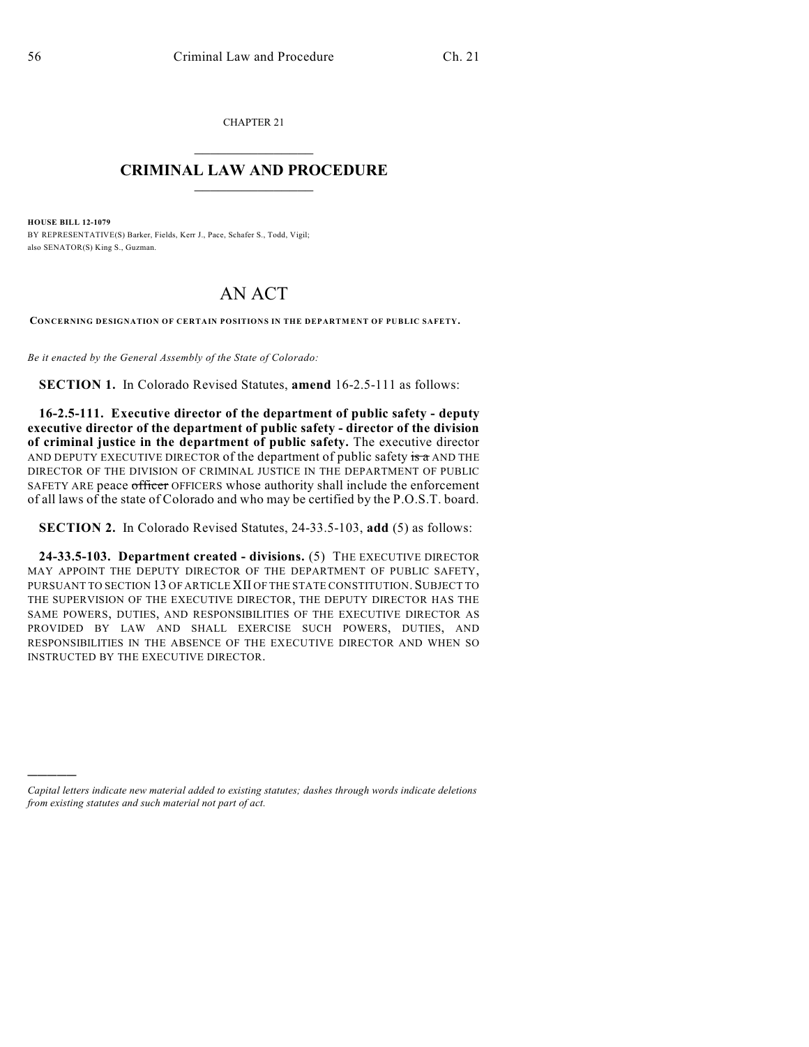CHAPTER 21

# CRIMINAL LAW AND PROCEDURE

**HOUSE BILL 12-1079**

BY REPRESENTATIVE(S) Barker, Fields, Kerr J., Pace, Schafer S., Todd, Vigil; also SENATOR(S) King S., Guzman.

# AN ACT

**CONCERNING DESIGNATION OF CERTAIN POSITIONS IN THE DEPARTMENT OF PUBLIC SAFETY.**

*Be it enacted by the General Assembly of the State of Colorado:*

**SECTION 1.** In Colorado Revised Statutes, **amend** 16-2.5-111 as follows:

**16-2.5-111. Executive director of the department of public safety - deputy executive director of the department of public safety - director of the division of criminal justice in the department of public safety.** The executive director AND DEPUTY EXECUTIVE DIRECTOR of the department of public safety ~~is a~~ AND THE DIRECTOR OF THE DIVISION OF CRIMINAL JUSTICE IN THE DEPARTMENT OF PUBLIC SAFETY ARE peace ~~officer~~ OFFICERS whose authority shall include the enforcement of all laws of the state of Colorado and who may be certified by the P.O.S.T. board.

**SECTION 2.** In Colorado Revised Statutes, 24-33.5-103, **add** (5) as follows:

**24-33.5-103. Department created - divisions.** (5) THE EXECUTIVE DIRECTOR MAY APPOINT THE DEPUTY DIRECTOR OF THE DEPARTMENT OF PUBLIC SAFETY, PURSUANT TO SECTION 13 OF ARTICLE XII OF THE STATE CONSTITUTION. SUBJECT TO THE SUPERVISION OF THE EXECUTIVE DIRECTOR, THE DEPUTY DIRECTOR HAS THE SAME POWERS, DUTIES, AND RESPONSIBILITIES OF THE EXECUTIVE DIRECTOR AS PROVIDED BY LAW AND SHALL EXERCISE SUCH POWERS, DUTIES, AND RESPONSIBILITIES IN THE ABSENCE OF THE EXECUTIVE DIRECTOR AND WHEN SO INSTRUCTED BY THE EXECUTIVE DIRECTOR.

---

*Capital letters indicate new material added to existing statutes; dashes through words indicate deletions from existing statutes and such material not part of act.*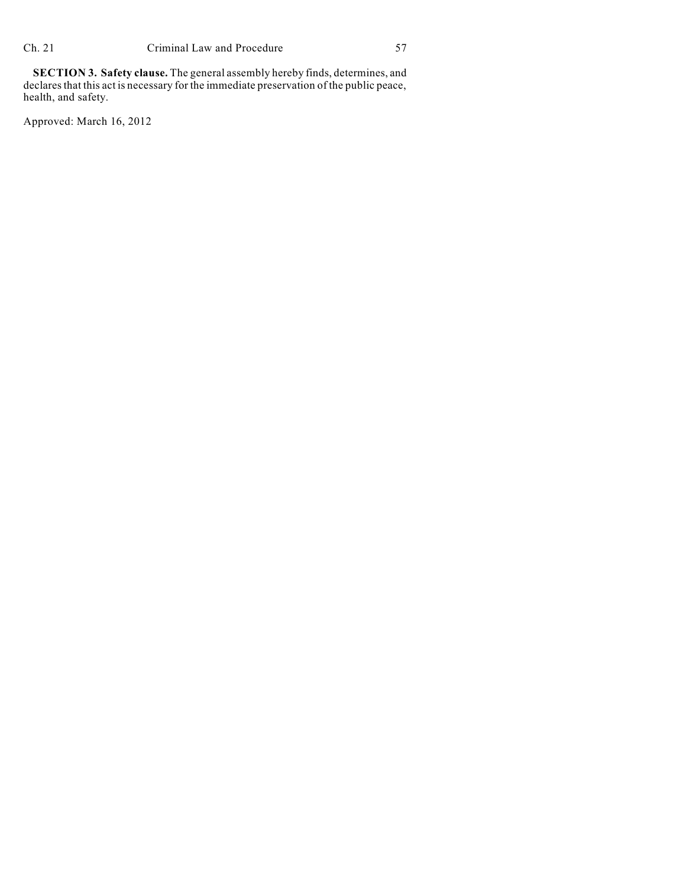**SECTION 3. Safety clause.** The general assembly hereby finds, determines, and declares that this act is necessary for the immediate preservation of the public peace, health, and safety.

Approved: March 16, 2012